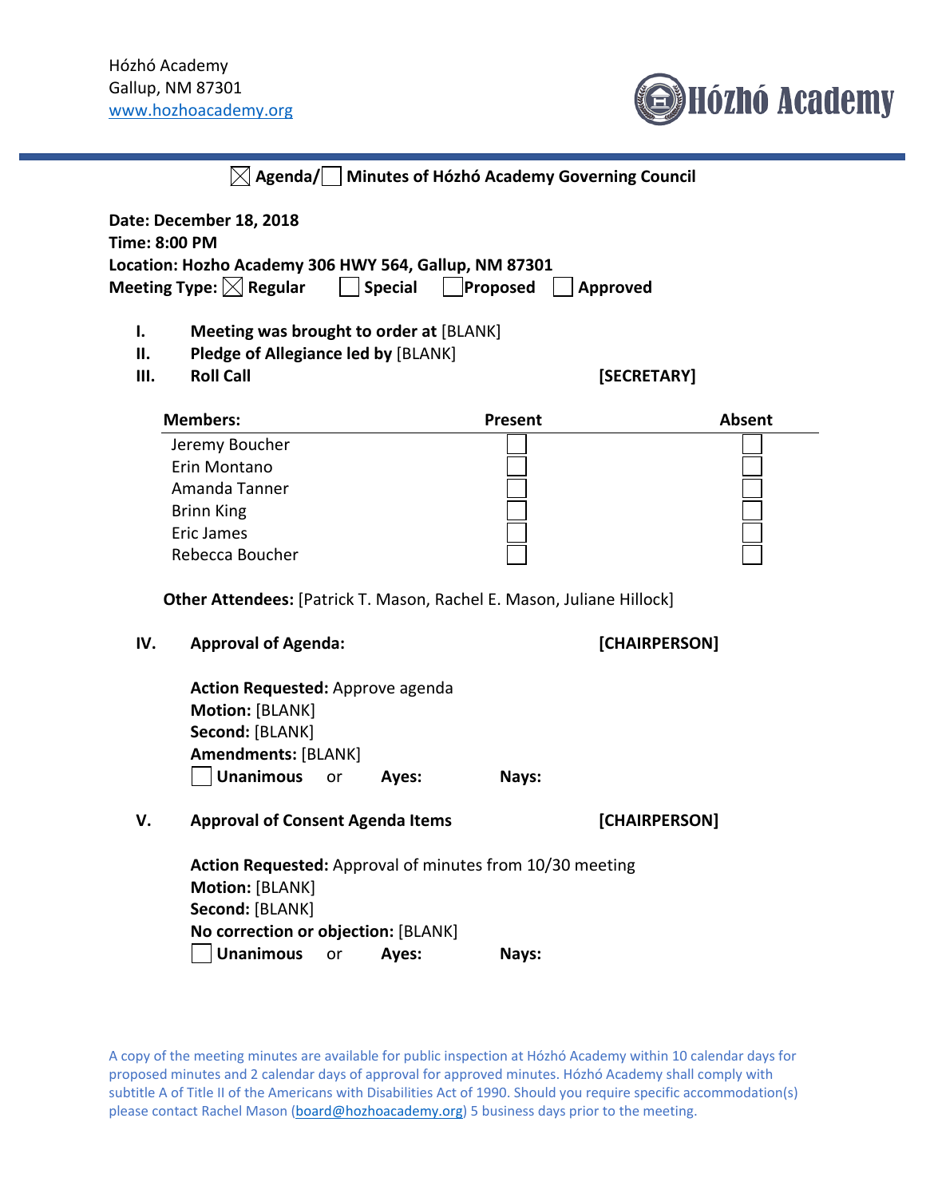Hózhó Academy
Gallup, NM 87301
www.hozhoacademy.org

Hózhó Academy

## ☒ Agenda/☐ Minutes of Hózhó Academy Governing Council

**Date: December 18, 2018**
**Time: 8:00 PM**
**Location: Hozho Academy 306 HWY 564, Gallup, NM 87301**
**Meeting Type:** ☒ **Regular** ☐ **Special** ☐ **Proposed** ☐ **Approved**

**I. Meeting was brought to order at** [BLANK]

**II. Pledge of Allegiance led by** [BLANK]

**III. Roll Call** **[SECRETARY]**

| Members: | Present | Absent |
| --- | --- | --- |
| Jeremy Boucher | ☐ | ☐ |
| Erin Montano | ☐ | ☐ |
| Amanda Tanner | ☐ | ☐ |
| Brinn King | ☐ | ☐ |
| Eric James | ☐ | ☐ |
| Rebecca Boucher | ☐ | ☐ |

**Other Attendees:** [Patrick T. Mason, Rachel E. Mason, Juliane Hillock]

**IV. Approval of Agenda:** **[CHAIRPERSON]**

**Action Requested:** Approve agenda
**Motion:** [BLANK]
**Second:** [BLANK]
**Amendments:** [BLANK]
☐ **Unanimous** or **Ayes:** **Nays:**

**V. Approval of Consent Agenda Items** **[CHAIRPERSON]**

**Action Requested:** Approval of minutes from 10/30 meeting
**Motion:** [BLANK]
**Second:** [BLANK]
**No correction or objection:** [BLANK]
☐ **Unanimous** or **Ayes:** **Nays:**

A copy of the meeting minutes are available for public inspection at Hózhó Academy within 10 calendar days for proposed minutes and 2 calendar days of approval for approved minutes. Hózhó Academy shall comply with subtitle A of Title II of the Americans with Disabilities Act of 1990. Should you require specific accommodation(s) please contact Rachel Mason (board@hozhoacademy.org) 5 business days prior to the meeting.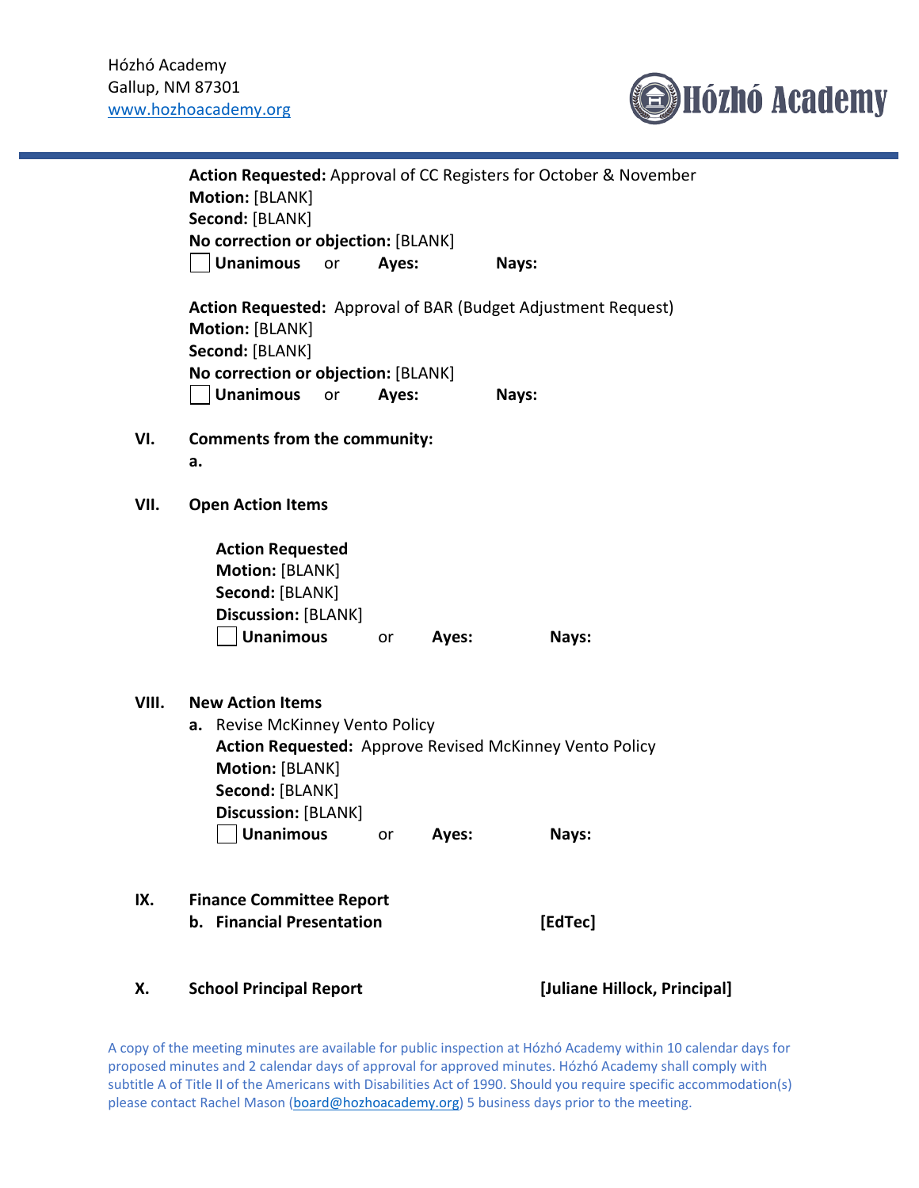**Action Requested:** Approval of CC Registers for October & November
**Motion:** [BLANK]
**Second:** [BLANK]
**No correction or objection:** [BLANK]
☐ **Unanimous** or **Ayes:** **Nays:**

**Action Requested:** Approval of BAR (Budget Adjustment Request)
**Motion:** [BLANK]
**Second:** [BLANK]
**No correction or objection:** [BLANK]
☐ **Unanimous** or **Ayes:** **Nays:**

**VI. Comments from the community:**

**a.**

**VII. Open Action Items**

**Action Requested**
**Motion:** [BLANK]
**Second:** [BLANK]
**Discussion:** [BLANK]
☐ **Unanimous** or **Ayes:** **Nays:**

**VIII. New Action Items**

**a.** Revise McKinney Vento Policy
**Action Requested:** Approve Revised McKinney Vento Policy
**Motion:** [BLANK]
**Second:** [BLANK]
**Discussion:** [BLANK]
☐ **Unanimous** or **Ayes:** **Nays:**

**IX. Finance Committee Report**

**b. Financial Presentation** **[EdTec]**

**X. School Principal Report** **[Juliane Hillock, Principal]**

A copy of the meeting minutes are available for public inspection at Hózhó Academy within 10 calendar days for proposed minutes and 2 calendar days of approval for approved minutes. Hózhó Academy shall comply with subtitle A of Title II of the Americans with Disabilities Act of 1990. Should you require specific accommodation(s) please contact Rachel Mason (board@hozhoacademy.org) 5 business days prior to the meeting.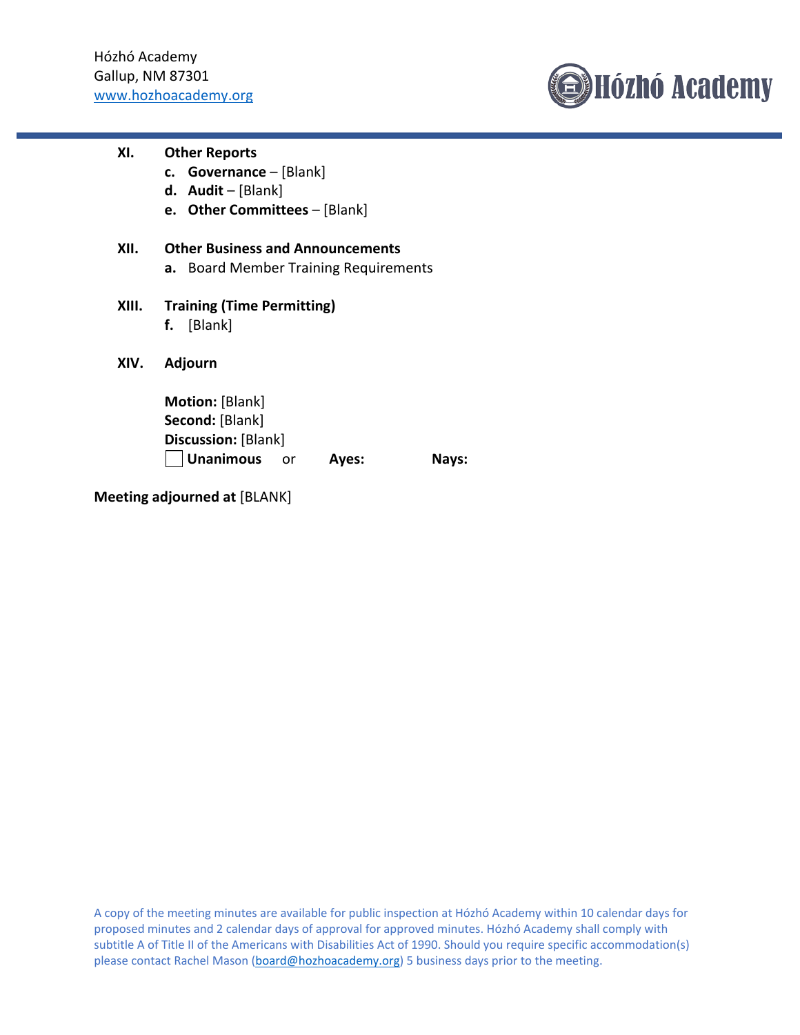**XI. Other Reports**

c. **Governance** – [Blank]

d. **Audit** – [Blank]

e. **Other Committees** – [Blank]

**XII. Other Business and Announcements**

a. Board Member Training Requirements

**XIII. Training (Time Permitting)**

f. [Blank]

**XIV. Adjourn**

**Motion:** [Blank]
**Second:** [Blank]
**Discussion:** [Blank]
☐ **Unanimous** or **Ayes:** **Nays:**

**Meeting adjourned at** [BLANK]

A copy of the meeting minutes are available for public inspection at Hózhó Academy within 10 calendar days for proposed minutes and 2 calendar days of approval for approved minutes. Hózhó Academy shall comply with subtitle A of Title II of the Americans with Disabilities Act of 1990. Should you require specific accommodation(s) please contact Rachel Mason (board@hozhoacademy.org) 5 business days prior to the meeting.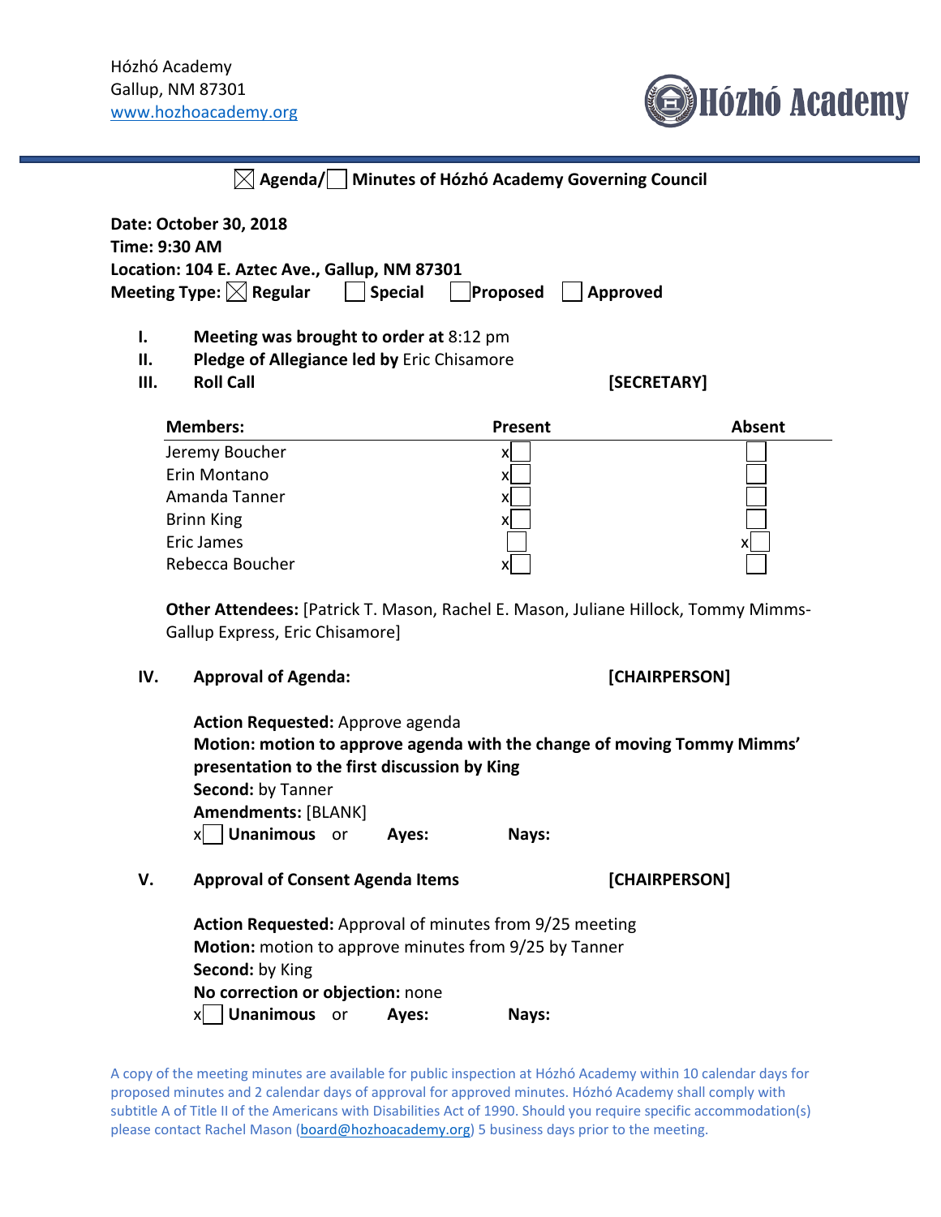Hózhó Academy
Gallup, NM 87301
www.hozhoacademy.org

Hózhó Academy

## ☒ Agenda/☐ Minutes of Hózhó Academy Governing Council

**Date: October 30, 2018**
**Time: 9:30 AM**
**Location: 104 E. Aztec Ave., Gallup, NM 87301**
**Meeting Type:** ☒ **Regular** ☐ **Special** ☐ **Proposed** ☐ **Approved**

I. **Meeting was brought to order at** 8:12 pm
II. **Pledge of Allegiance led by** Eric Chisamore
III. **Roll Call** **[SECRETARY]**

| Members: | Present | Absent |
|---|---|---|
| Jeremy Boucher | x☐ | ☐ |
| Erin Montano | x☐ | ☐ |
| Amanda Tanner | x☐ | ☐ |
| Brinn King | x☐ | ☐ |
| Eric James | ☐ | x☐ |
| Rebecca Boucher | x☐ | ☐ |

**Other Attendees:** [Patrick T. Mason, Rachel E. Mason, Juliane Hillock, Tommy Mimms- Gallup Express, Eric Chisamore]

IV. **Approval of Agenda:** **[CHAIRPERSON]**

**Action Requested:** Approve agenda
**Motion: motion to approve agenda with the change of moving Tommy Mimms' presentation to the first discussion by King**
**Second:** by Tanner
**Amendments:** [BLANK]
x☐ **Unanimous** or **Ayes:** **Nays:**

V. **Approval of Consent Agenda Items** **[CHAIRPERSON]**

**Action Requested:** Approval of minutes from 9/25 meeting
**Motion:** motion to approve minutes from 9/25 by Tanner
**Second:** by King
**No correction or objection:** none
x☐ **Unanimous** or **Ayes:** **Nays:**

A copy of the meeting minutes are available for public inspection at Hózhó Academy within 10 calendar days for proposed minutes and 2 calendar days of approval for approved minutes. Hózhó Academy shall comply with subtitle A of Title II of the Americans with Disabilities Act of 1990. Should you require specific accommodation(s) please contact Rachel Mason (board@hozhoacademy.org) 5 business days prior to the meeting.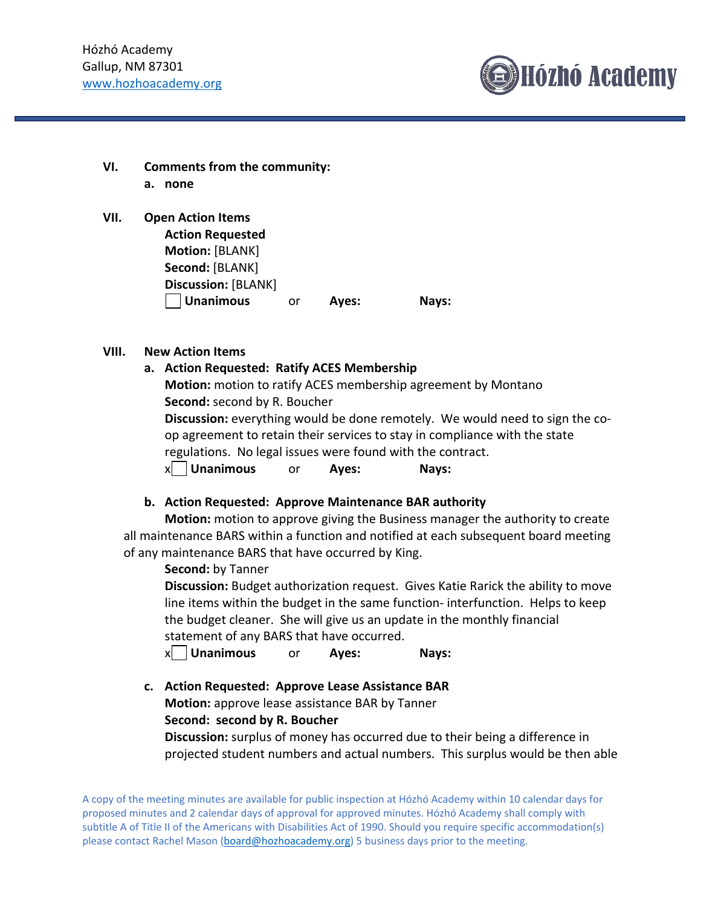VI. **Comments from the community:**

a. **none**

VII. **Open Action Items**

**Action Requested**
**Motion:** [BLANK]
**Second:** [BLANK]
**Discussion:** [BLANK]
☐ **Unanimous** or **Ayes:** **Nays:**

VIII. **New Action Items**

a. **Action Requested: Ratify ACES Membership**
**Motion:** motion to ratify ACES membership agreement by Montano
**Second:** second by R. Boucher
**Discussion:** everything would be done remotely. We would need to sign the co-op agreement to retain their services to stay in compliance with the state regulations. No legal issues were found with the contract.
x☐ **Unanimous** or **Ayes:** **Nays:**

b. **Action Requested: Approve Maintenance BAR authority**
**Motion:** motion to approve giving the Business manager the authority to create all maintenance BARS within a function and notified at each subsequent board meeting of any maintenance BARS that have occurred by King.
**Second:** by Tanner
**Discussion:** Budget authorization request. Gives Katie Rarick the ability to move line items within the budget in the same function- interfunction. Helps to keep the budget cleaner. She will give us an update in the monthly financial statement of any BARS that have occurred.
x☐ **Unanimous** or **Ayes:** **Nays:**

c. **Action Requested: Approve Lease Assistance BAR**
**Motion:** approve lease assistance BAR by Tanner
**Second: second by R. Boucher**
**Discussion:** surplus of money has occurred due to their being a difference in projected student numbers and actual numbers. This surplus would be then able

A copy of the meeting minutes are available for public inspection at Hózhó Academy within 10 calendar days for proposed minutes and 2 calendar days of approval for approved minutes. Hózhó Academy shall comply with subtitle A of Title II of the Americans with Disabilities Act of 1990. Should you require specific accommodation(s) please contact Rachel Mason (board@hozhoacademy.org) 5 business days prior to the meeting.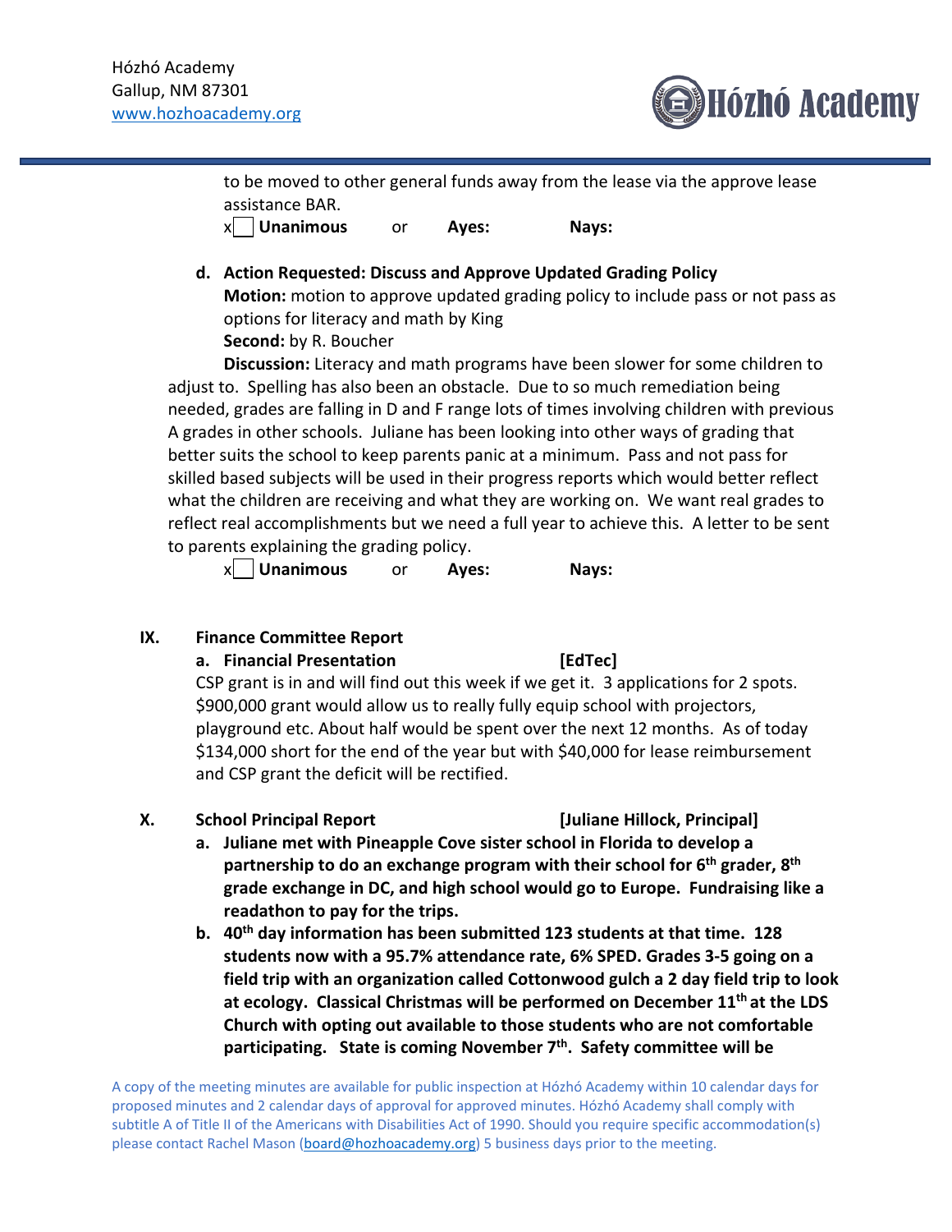to be moved to other general funds away from the lease via the approve lease assistance BAR.

x☐ **Unanimous** or **Ayes:** **Nays:**

**d. Action Requested: Discuss and Approve Updated Grading Policy**

**Motion:** motion to approve updated grading policy to include pass or not pass as options for literacy and math by King

**Second:** by R. Boucher

**Discussion:** Literacy and math programs have been slower for some children to adjust to. Spelling has also been an obstacle. Due to so much remediation being needed, grades are falling in D and F range lots of times involving children with previous A grades in other schools. Juliane has been looking into other ways of grading that better suits the school to keep parents panic at a minimum. Pass and not pass for skilled based subjects will be used in their progress reports which would better reflect what the children are receiving and what they are working on. We want real grades to reflect real accomplishments but we need a full year to achieve this. A letter to be sent to parents explaining the grading policy.

x☐ **Unanimous** or **Ayes:** **Nays:**

## IX. Finance Committee Report

**a. Financial Presentation** **[EdTec]**

CSP grant is in and will find out this week if we get it. 3 applications for 2 spots. $900,000 grant would allow us to really fully equip school with projectors, playground etc. About half would be spent over the next 12 months. As of today $134,000 short for the end of the year but with $40,000 for lease reimbursement and CSP grant the deficit will be rectified.

## X. School Principal Report **[Juliane Hillock, Principal]**

a. **Juliane met with Pineapple Cove sister school in Florida to develop a partnership to do an exchange program with their school for 6th grader, 8th grade exchange in DC, and high school would go to Europe. Fundraising like a readathon to pay for the trips.**

b. **40th day information has been submitted 123 students at that time. 128 students now with a 95.7% attendance rate, 6% SPED. Grades 3-5 going on a field trip with an organization called Cottonwood gulch a 2 day field trip to look at ecology. Classical Christmas will be performed on December 11th at the LDS Church with opting out available to those students who are not comfortable participating. State is coming November 7th. Safety committee will be**

A copy of the meeting minutes are available for public inspection at Hózhó Academy within 10 calendar days for proposed minutes and 2 calendar days of approval for approved minutes. Hózhó Academy shall comply with subtitle A of Title II of the Americans with Disabilities Act of 1990. Should you require specific accommodation(s) please contact Rachel Mason (board@hozhoacademy.org) 5 business days prior to the meeting.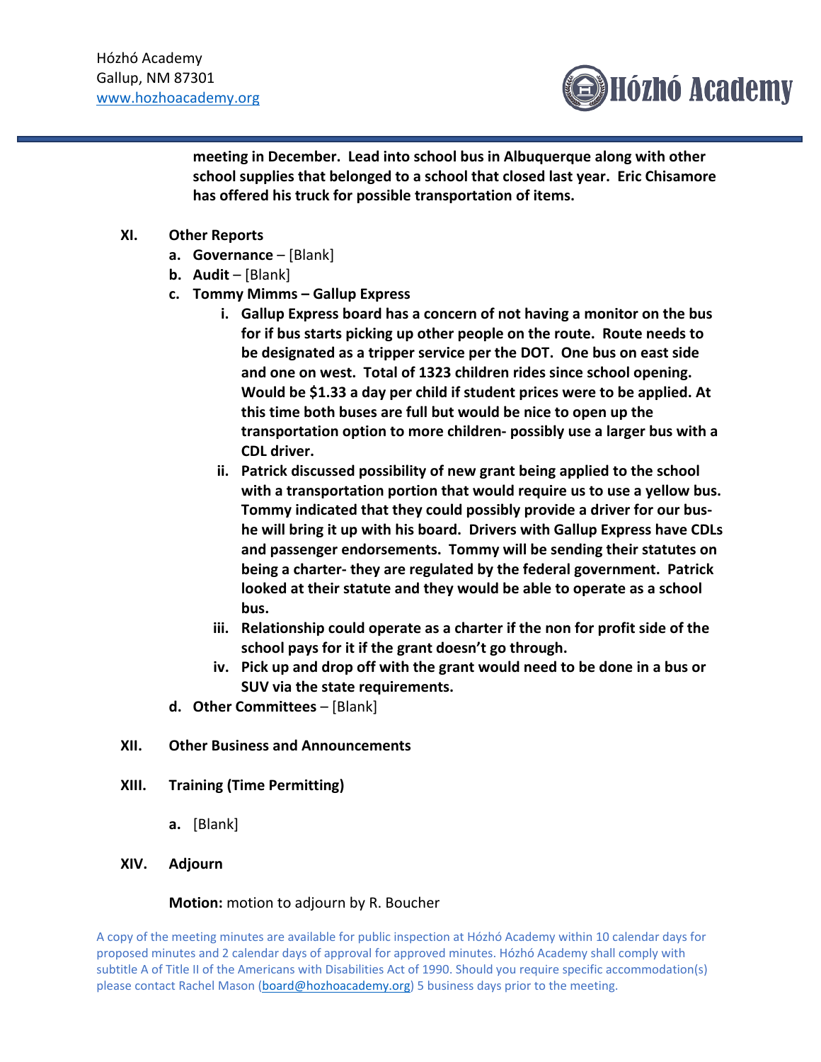**meeting in December. Lead into school bus in Albuquerque along with other school supplies that belonged to a school that closed last year. Eric Chisamore has offered his truck for possible transportation of items.**

XI. **Other Reports**

a. **Governance** – [Blank]

b. **Audit** – [Blank]

c. **Tommy Mimms – Gallup Express**

i. **Gallup Express board has a concern of not having a monitor on the bus for if bus starts picking up other people on the route. Route needs to be designated as a tripper service per the DOT. One bus on east side and one on west. Total of 1323 children rides since school opening. Would be $1.33 a day per child if student prices were to be applied. At this time both buses are full but would be nice to open up the transportation option to more children- possibly use a larger bus with a CDL driver.**

ii. **Patrick discussed possibility of new grant being applied to the school with a transportation portion that would require us to use a yellow bus. Tommy indicated that they could possibly provide a driver for our bus- he will bring it up with his board. Drivers with Gallup Express have CDLs and passenger endorsements. Tommy will be sending their statutes on being a charter- they are regulated by the federal government. Patrick looked at their statute and they would be able to operate as a school bus.**

iii. **Relationship could operate as a charter if the non for profit side of the school pays for it if the grant doesn't go through.**

iv. **Pick up and drop off with the grant would need to be done in a bus or SUV via the state requirements.**

d. **Other Committees** – [Blank]

XII. **Other Business and Announcements**

XIII. **Training (Time Permitting)**

a. [Blank]

XIV. **Adjourn**

**Motion:** motion to adjourn by R. Boucher

A copy of the meeting minutes are available for public inspection at Hózhó Academy within 10 calendar days for proposed minutes and 2 calendar days of approval for approved minutes. Hózhó Academy shall comply with subtitle A of Title II of the Americans with Disabilities Act of 1990. Should you require specific accommodation(s) please contact Rachel Mason (board@hozhoacademy.org) 5 business days prior to the meeting.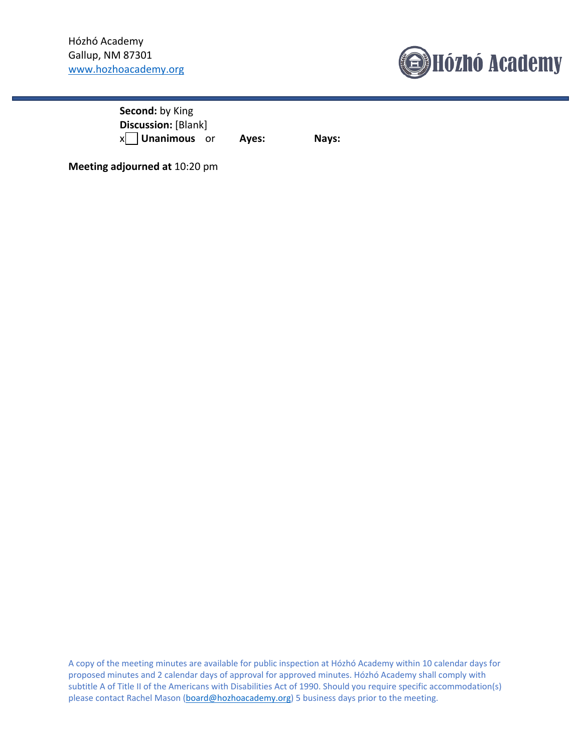**Second:** by King
**Discussion:** [Blank]
x☐ **Unanimous** or **Ayes:** **Nays:**

**Meeting adjourned at** 10:20 pm

A copy of the meeting minutes are available for public inspection at Hózhó Academy within 10 calendar days for proposed minutes and 2 calendar days of approval for approved minutes. Hózhó Academy shall comply with subtitle A of Title II of the Americans with Disabilities Act of 1990. Should you require specific accommodation(s) please contact Rachel Mason (board@hozhoacademy.org) 5 business days prior to the meeting.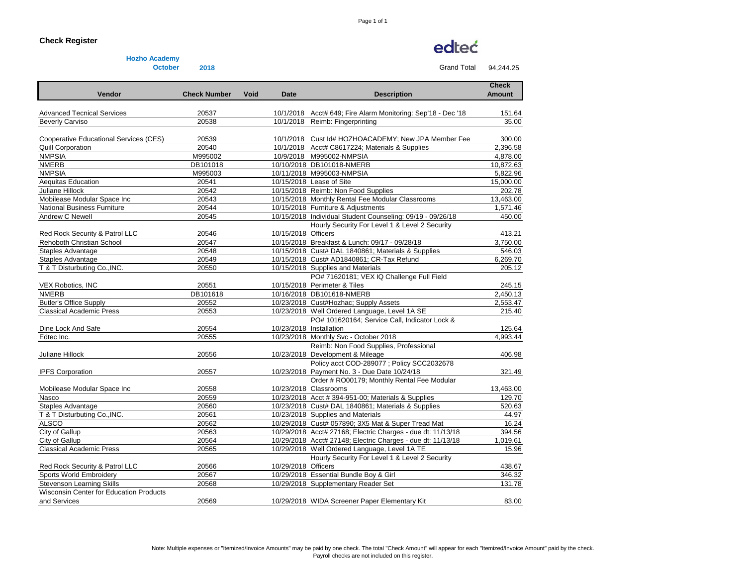## Check Register

**Hozho Academy**
**October 2018**

Grand Total 94,244.25

| Vendor | Check Number | Void | Date | Description | Check Amount |
|---|---|---|---|---|---|
| Advanced Tecnical Services | 20537 | | 10/1/2018 | Acct# 649; Fire Alarm Monitoring: Sep'18 - Dec '18 | 151.64 |
| Beverly Carviso | 20538 | | 10/1/2018 | Reimb: Fingerprinting | 35.00 |
| Cooperative Educational Services (CES) | 20539 | | 10/1/2018 | Cust Id# HOZHOACADEMY; New JPA Member Fee | 300.00 |
| Quill Corporation | 20540 | | 10/1/2018 | Acct# C8617224; Materials & Supplies | 2,396.58 |
| NMPSIA | M995002 | | 10/9/2018 | M995002-NMPSIA | 4,878.00 |
| NMERB | DB101018 | | 10/10/2018 | DB101018-NMERB | 10,872.63 |
| NMPSIA | M995003 | | 10/11/2018 | M995003-NMPSIA | 5,822.96 |
| Aequitas Education | 20541 | | 10/15/2018 | Lease of Site | 15,000.00 |
| Juliane Hillock | 20542 | | 10/15/2018 | Reimb: Non Food Supplies | 202.78 |
| Mobilease Modular Space Inc | 20543 | | 10/15/2018 | Monthly Rental Fee Modular Classrooms | 13,463.00 |
| National Business Furniture | 20544 | | 10/15/2018 | Furniture & Adjustments | 1,571.46 |
| Andrew C Newell | 20545 | | 10/15/2018 | Individual Student Counseling: 09/19 - 09/26/18 | 450.00 |
| Red Rock Security & Patrol LLC | 20546 | | 10/15/2018 | Hourly Security For Level 1 & Level 2 Security Officers | 413.21 |
| Rehoboth Christian School | 20547 | | 10/15/2018 | Breakfast & Lunch: 09/17 - 09/28/18 | 3,750.00 |
| Staples Advantage | 20548 | | 10/15/2018 | Cust# DAL 1840861; Materials & Supplies | 546.03 |
| Staples Advantage | 20549 | | 10/15/2018 | Cust# AD1840861; CR-Tax Refund | 6,269.70 |
| T & T Disturbuting Co.,INC. | 20550 | | 10/15/2018 | Supplies and Materials | 205.12 |
| VEX Robotics, INC | 20551 | | 10/15/2018 | PO# 71620181; VEX IQ Challenge Full Field Perimeter & Tiles | 245.15 |
| NMERB | DB101618 | | 10/16/2018 | DB101618-NMERB | 2,450.13 |
| Butler's Office Supply | 20552 | | 10/23/2018 | Cust#Hozhac; Supply Assets | 2,553.47 |
| Classical Academic Press | 20553 | | 10/23/2018 | Well Ordered Language, Level 1A SE | 215.40 |
| Dine Lock And Safe | 20554 | | 10/23/2018 | PO# 101620164; Service Call, Indicator Lock & Installation | 125.64 |
| Edtec Inc. | 20555 | | 10/23/2018 | Monthly Svc - October 2018 | 4,993.44 |
| Juliane Hillock | 20556 | | 10/23/2018 | Reimb: Non Food Supplies, Professional Development & Mileage | 406.98 |
| IPFS Corporation | 20557 | | 10/23/2018 | Policy acct COD-289077 ; Policy SCC2032678 Payment No. 3 - Due Date 10/24/18 | 321.49 |
| Mobilease Modular Space Inc | 20558 | | 10/23/2018 | Order # RO00179; Monthly Rental Fee Modular Classrooms | 13,463.00 |
| Nasco | 20559 | | 10/23/2018 | Acct # 394-951-00; Materials & Supplies | 129.70 |
| Staples Advantage | 20560 | | 10/23/2018 | Cust# DAL 1840861; Materials & Supplies | 520.63 |
| T & T Disturbuting Co.,INC. | 20561 | | 10/23/2018 | Supplies and Materials | 44.97 |
| ALSCO | 20562 | | 10/29/2018 | Cust# 057890; 3X5 Mat & Super Tread Mat | 16.24 |
| City of Gallup | 20563 | | 10/29/2018 | Acct# 27168; Electric Charges - due dt: 11/13/18 | 394.56 |
| City of Gallup | 20564 | | 10/29/2018 | Acct# 27148; Electric Charges - due dt: 11/13/18 | 1,019.61 |
| Classical Academic Press | 20565 | | 10/29/2018 | Well Ordered Language, Level 1A TE | 15.96 |
| Red Rock Security & Patrol LLC | 20566 | | 10/29/2018 | Hourly Security For Level 1 & Level 2 Security Officers | 438.67 |
| Sports World Embroidery | 20567 | | 10/29/2018 | Essential Bundle Boy & Girl | 346.32 |
| Stevenson Learning Skills | 20568 | | 10/29/2018 | Supplementary Reader Set | 131.78 |
| Wisconsin Center for Education Products and Services | 20569 | | 10/29/2018 | WIDA Screener Paper Elementary Kit | 83.00 |

Note: Multiple expenses or "Itemized/Invoice Amounts" may be paid by one check. The total "Check Amount" will appear for each "Itemized/Invoice Amount" paid by the check.
Payroll checks are not included on this register.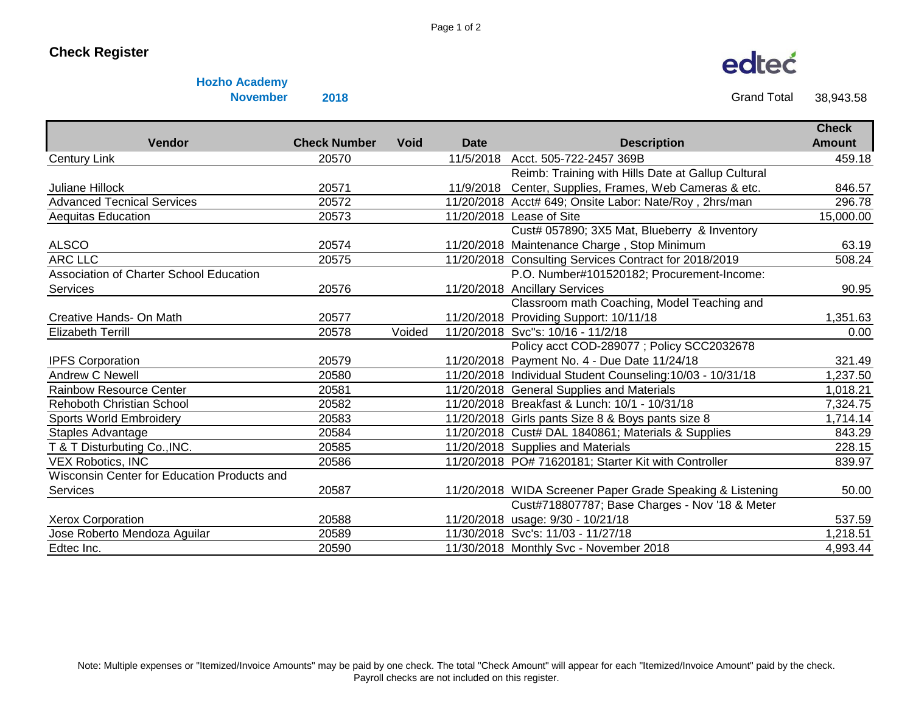# Check Register

**Hozho Academy**

**November 2018**

Grand Total 38,943.58

| Vendor | Check Number | Void | Date | Description | Check Amount |
|---|---|---|---|---|---|
| Century Link | 20570 | | 11/5/2018 | Acct. 505-722-2457 369B | 459.18 |
| Juliane Hillock | 20571 | | 11/9/2018 | Reimb: Training with Hills Date at Gallup Cultural Center, Supplies, Frames, Web Cameras & etc. | 846.57 |
| Advanced Tecnical Services | 20572 | | 11/20/2018 | Acct# 649; Onsite Labor: Nate/Roy , 2hrs/man | 296.78 |
| Aequitas Education | 20573 | | 11/20/2018 | Lease of Site | 15,000.00 |
| ALSCO | 20574 | | 11/20/2018 | Cust# 057890; 3X5 Mat, Blueberry & Inventory Maintenance Charge , Stop Minimum | 63.19 |
| ARC LLC | 20575 | | 11/20/2018 | Consulting Services Contract for 2018/2019 | 508.24 |
| Association of Charter School Education Services | 20576 | | 11/20/2018 | P.O. Number#101520182; Procurement-Income: Ancillary Services | 90.95 |
| Creative Hands- On Math | 20577 | | 11/20/2018 | Classroom math Coaching, Model Teaching and Providing Support: 10/11/18 | 1,351.63 |
| Elizabeth Terrill | 20578 | Voided | 11/20/2018 | Svc"s: 10/16 - 11/2/18 | 0.00 |
| IPFS Corporation | 20579 | | 11/20/2018 | Policy acct COD-289077 ; Policy SCC2032678 Payment No. 4 - Due Date 11/24/18 | 321.49 |
| Andrew C Newell | 20580 | | 11/20/2018 | Individual Student Counseling:10/03 - 10/31/18 | 1,237.50 |
| Rainbow Resource Center | 20581 | | 11/20/2018 | General Supplies and Materials | 1,018.21 |
| Rehoboth Christian School | 20582 | | 11/20/2018 | Breakfast & Lunch: 10/1 - 10/31/18 | 7,324.75 |
| Sports World Embroidery | 20583 | | 11/20/2018 | Girls pants Size 8 & Boys pants size 8 | 1,714.14 |
| Staples Advantage | 20584 | | 11/20/2018 | Cust# DAL 1840861; Materials & Supplies | 843.29 |
| T & T Disturbuting Co.,INC. | 20585 | | 11/20/2018 | Supplies and Materials | 228.15 |
| VEX Robotics, INC | 20586 | | 11/20/2018 | PO# 71620181; Starter Kit with Controller | 839.97 |
| Wisconsin Center for Education Products and Services | 20587 | | 11/20/2018 | WIDA Screener Paper Grade Speaking & Listening | 50.00 |
| Xerox Corporation | 20588 | | 11/20/2018 | Cust#718807787; Base Charges - Nov '18 & Meter usage: 9/30 - 10/21/18 | 537.59 |
| Jose Roberto Mendoza Aguilar | 20589 | | 11/30/2018 | Svc's: 11/03 - 11/27/18 | 1,218.51 |
| Edtec Inc. | 20590 | | 11/30/2018 | Monthly Svc - November 2018 | 4,993.44 |

Note: Multiple expenses or "Itemized/Invoice Amounts" may be paid by one check. The total "Check Amount" will appear for each "Itemized/Invoice Amount" paid by the check. Payroll checks are not included on this register.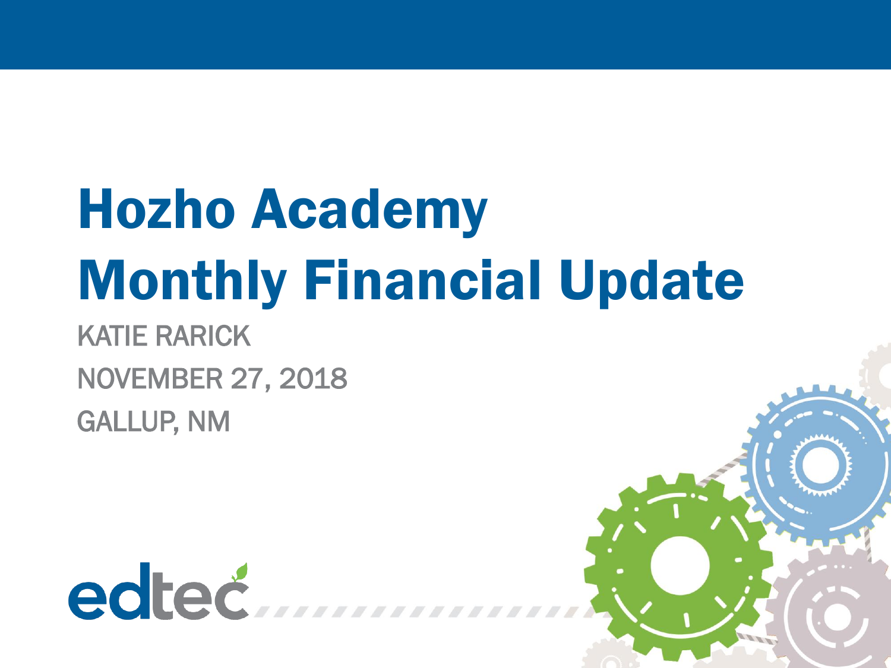# Hozho Academy Monthly Financial Update

KATIE RARICK

NOVEMBER 27, 2018

GALLUP, NM

edtec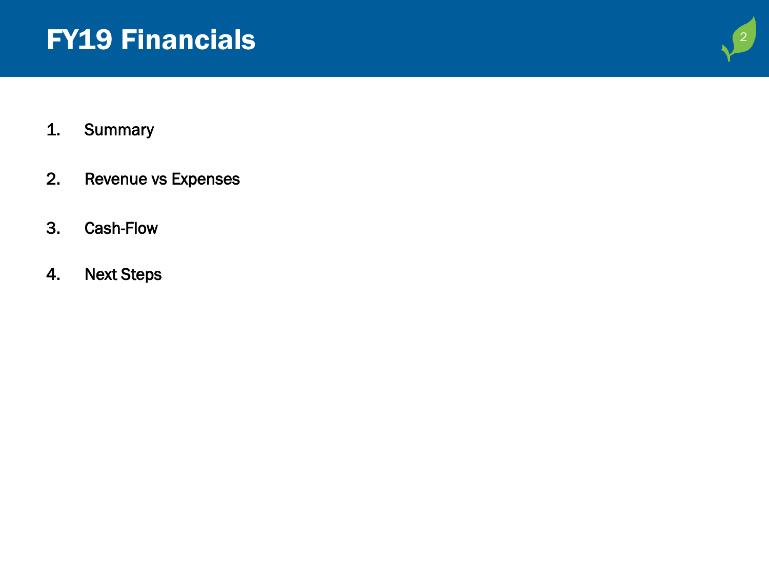# FY19 Financials

1. Summary
2. Revenue vs Expenses
3. Cash-Flow
4. Next Steps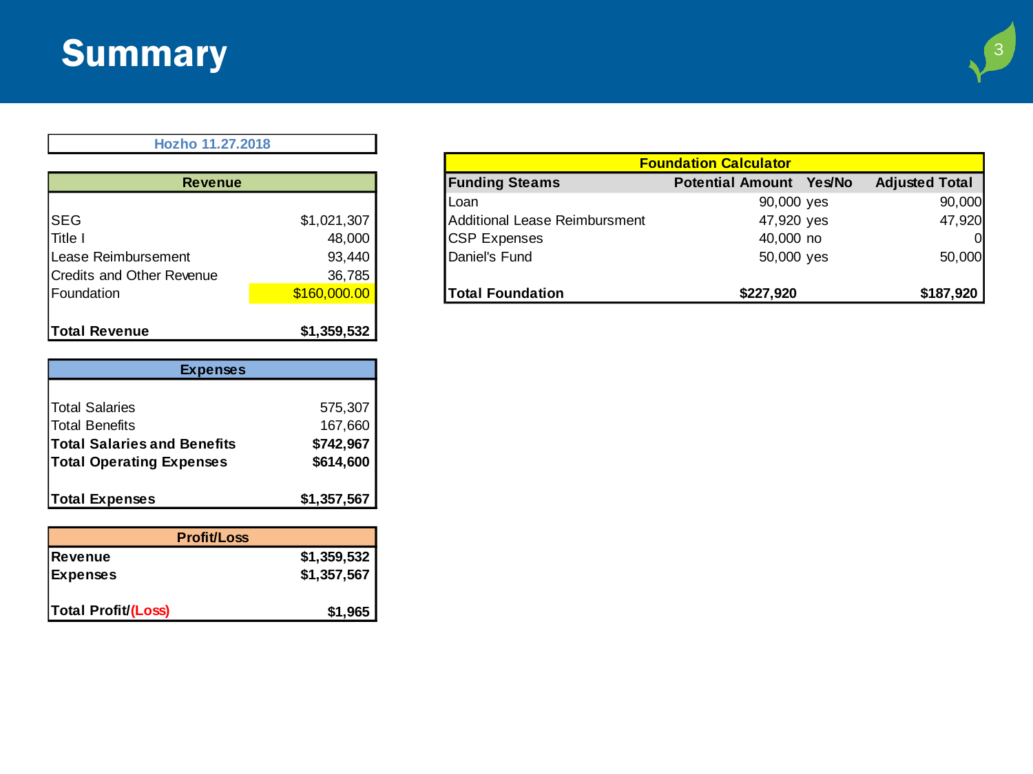# Summary

**Hozho 11.27.2018**

| Revenue | |
|---|---|
| SEG | $1,021,307 |
| Title I | 48,000 |
| Lease Reimbursement | 93,440 |
| Credits and Other Revenue | 36,785 |
| Foundation | $160,000.00 |
| **Total Revenue** | **$1,359,532** |

| Expenses | |
|---|---|
| Total Salaries | 575,307 |
| Total Benefits | 167,660 |
| **Total Salaries and Benefits** | **$742,967** |
| **Total Operating Expenses** | **$614,600** |
| **Total Expenses** | **$1,357,567** |

| Profit/Loss | |
|---|---|
| **Revenue** | **$1,359,532** |
| **Expenses** | **$1,357,567** |
| **Total Profit/(Loss)** | **$1,965** |

**Foundation Calculator**

| Funding Steams | Potential Amount | Yes/No | Adjusted Total |
|---|---|---|---|
| Loan | 90,000 | yes | 90,000 |
| Additional Lease Reimbursment | 47,920 | yes | 47,920 |
| CSP Expenses | 40,000 | no | 0 |
| Daniel's Fund | 50,000 | yes | 50,000 |
| **Total Foundation** | **$227,920** | | **$187,920** |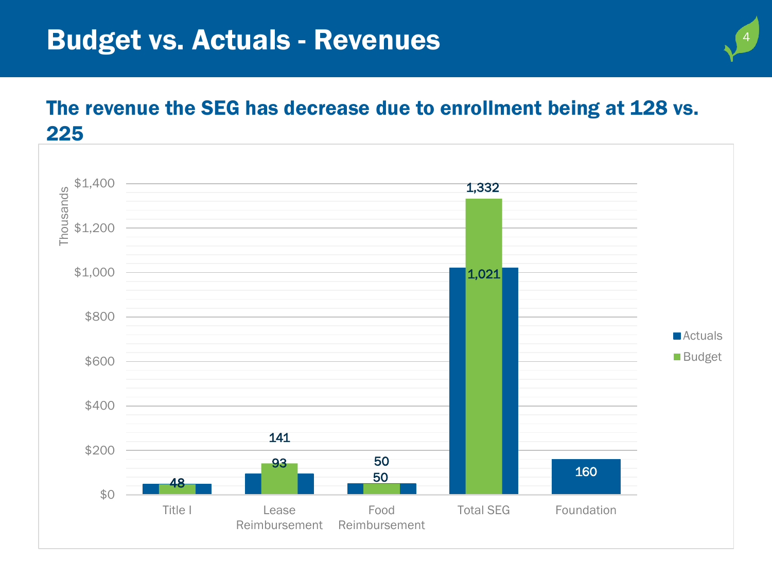# Budget vs. Actuals - Revenues

## The revenue the SEG has decrease due to enrollment being at 128 vs. 225

Thousands

| | Actuals | Budget |
|---|---|---|
| Title I | 48 | 48 |
| Lease Reimbursement | 93 | 141 |
| Food Reimbursement | 50 | 50 |
| Total SEG | 1,021 | 1,332 |
| Foundation | 160 | |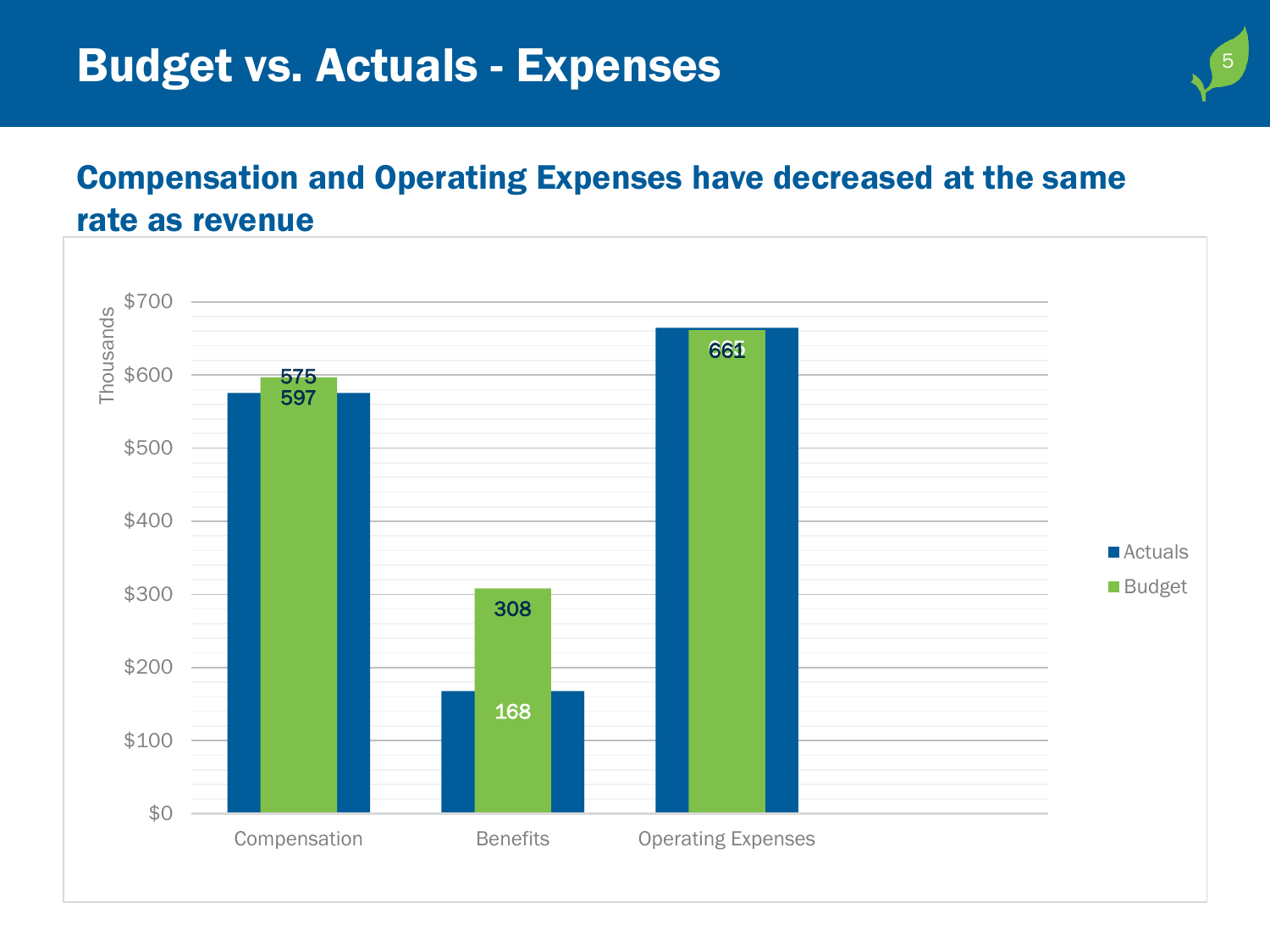# Budget vs. Actuals - Expenses

## Compensation and Operating Expenses have decreased at the same rate as revenue

| (Thousands) | Actuals | Budget |
|---|---|---|
| Compensation | 575 | 597 |
| Benefits | 168 | 308 |
| Operating Expenses | 665 | 661 |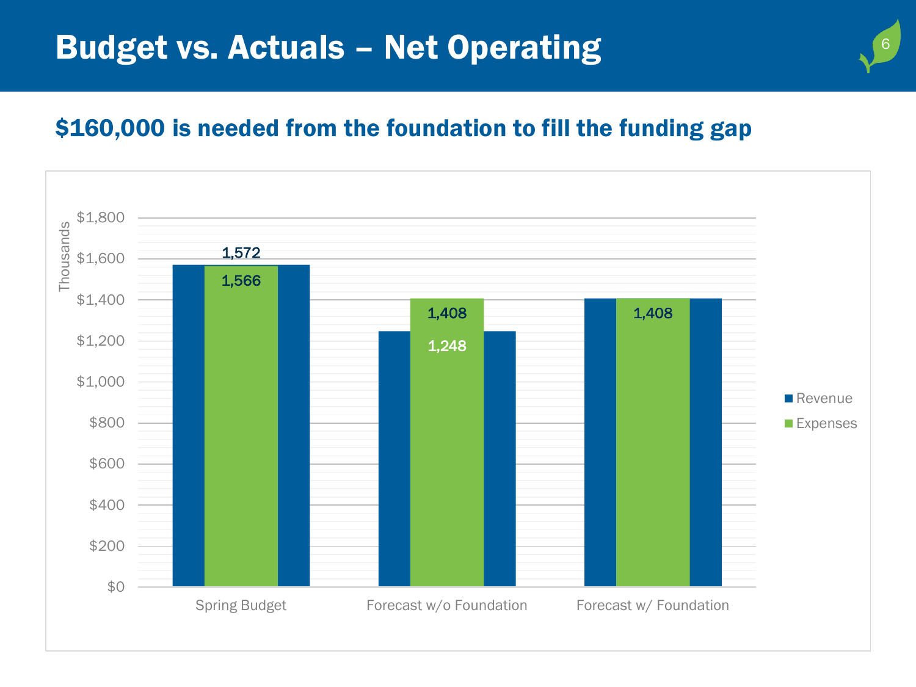# Budget vs. Actuals – Net Operating

## $160,000 is needed from the foundation to fill the funding gap

| (Thousands) | Revenue | Expenses |
|---|---|---|
| Spring Budget | 1,572 | 1,566 |
| Forecast w/o Foundation | 1,248 | 1,408 |
| Forecast w/ Foundation | 1,408 | 1,408 |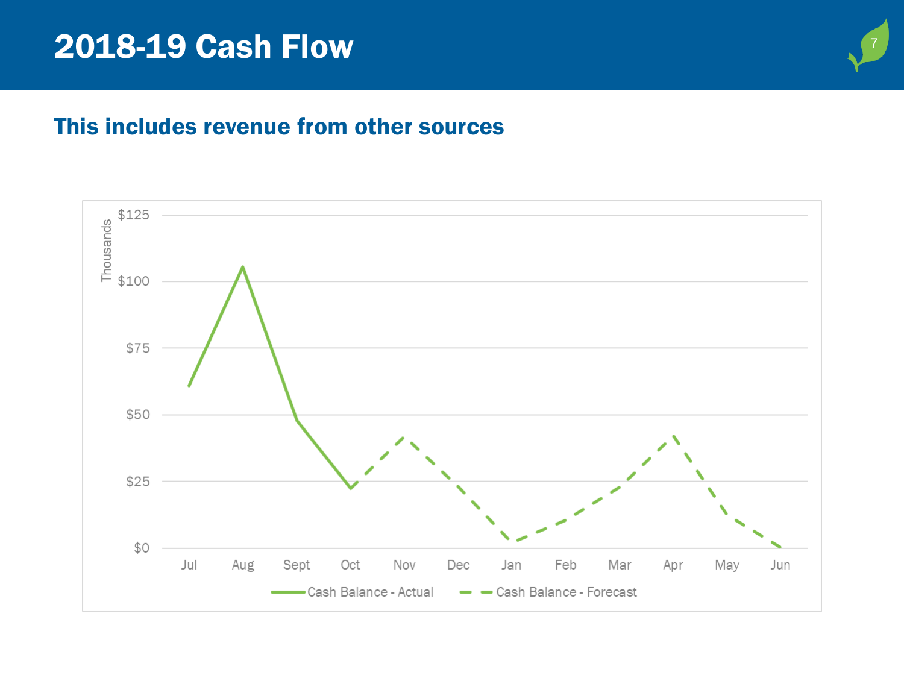# 2018-19 Cash Flow

## This includes revenue from other sources

Thousands

$125
$100
$75
$50
$25
$0

Jul Aug Sept Oct Nov Dec Jan Feb Mar Apr May Jun

Cash Balance - Actual    Cash Balance - Forecast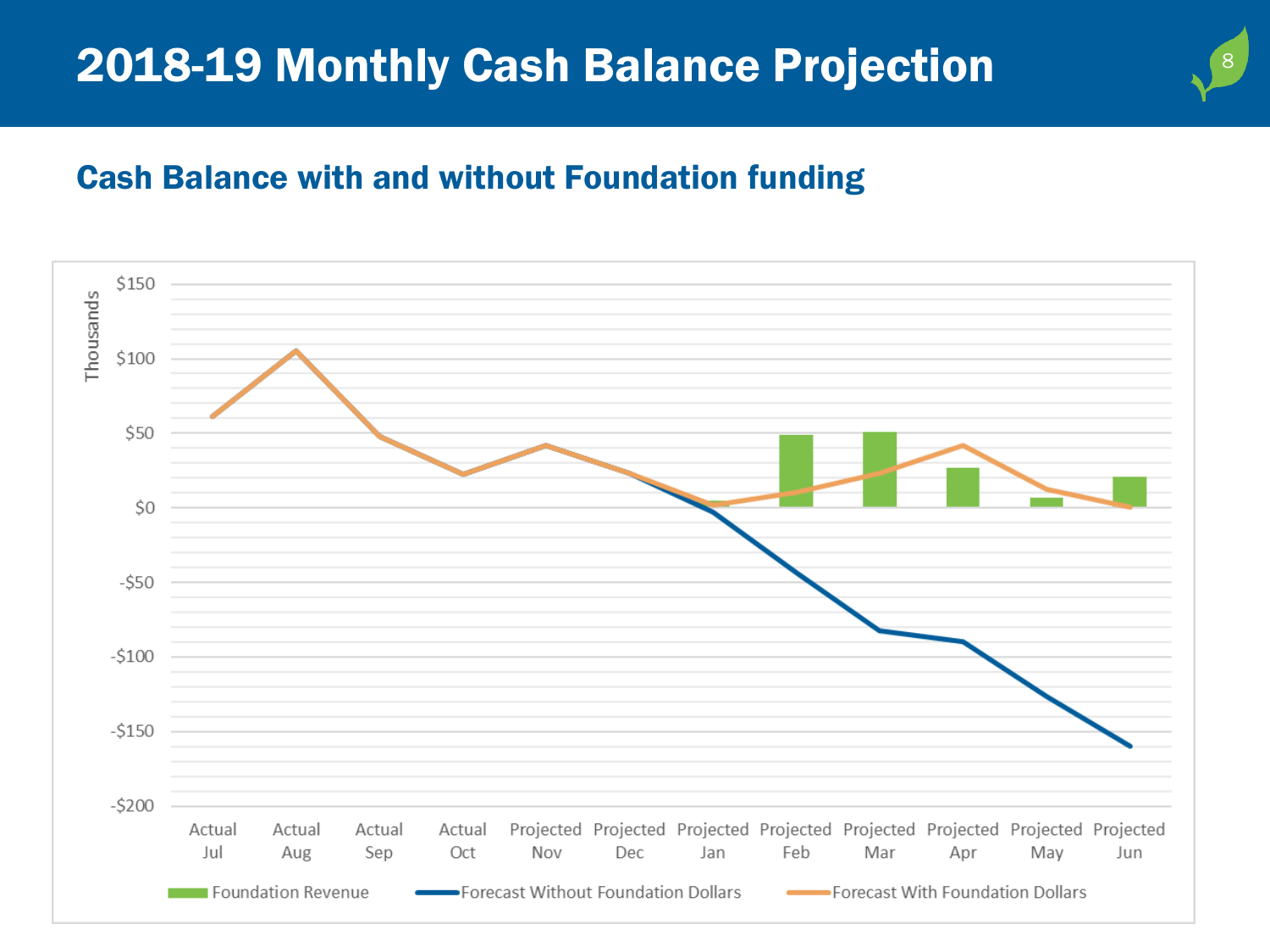# 2018-19 Monthly Cash Balance Projection

## Cash Balance with and without Foundation funding

Thousands

$150
$100
$50
$0
-$50
-$100
-$150
-$200

Actual Jul | Actual Aug | Actual Sep | Actual Oct | Projected Nov | Projected Dec | Projected Jan | Projected Feb | Projected Mar | Projected Apr | Projected May | Projected Jun

Foundation Revenue | Forecast Without Foundation Dollars | Forecast With Foundation Dollars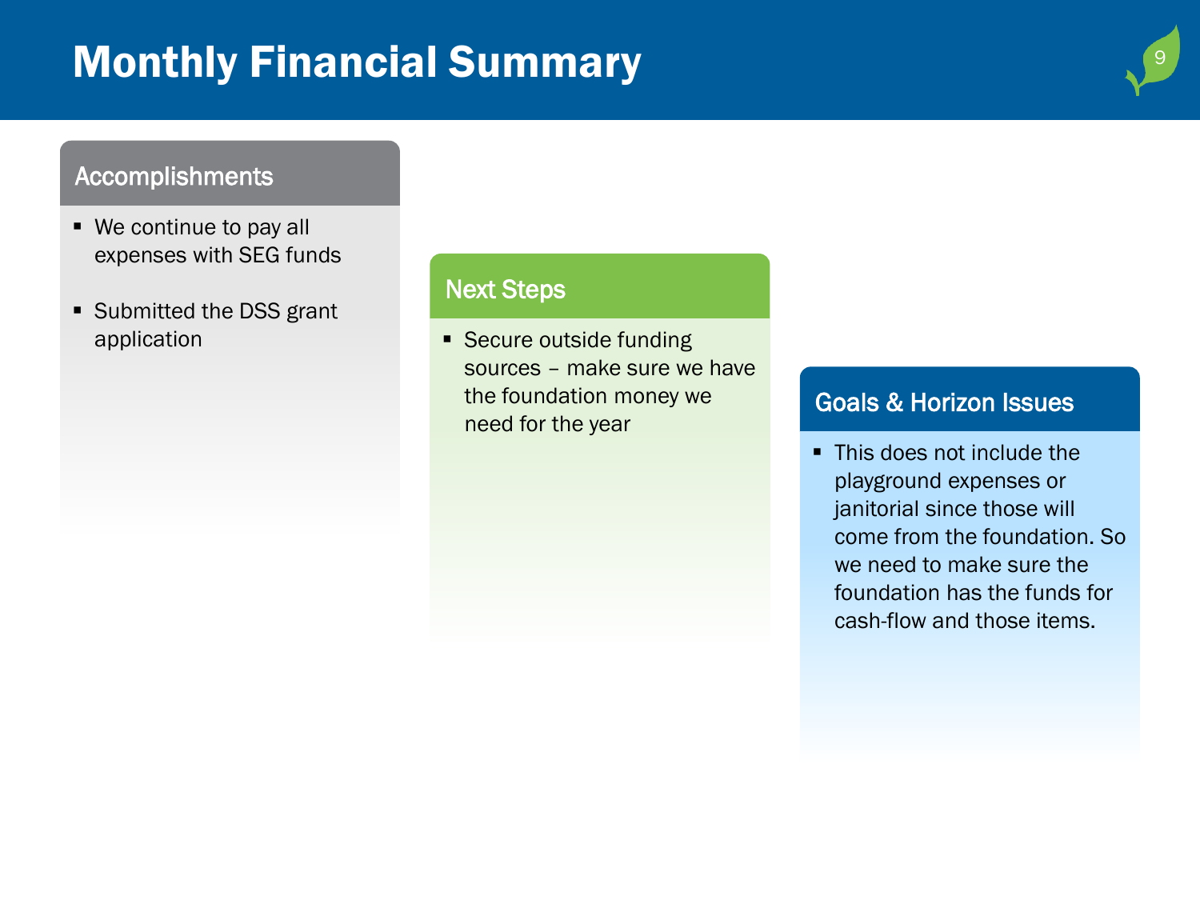# Monthly Financial Summary

## Accomplishments

- We continue to pay all expenses with SEG funds
- Submitted the DSS grant application

## Next Steps

- Secure outside funding sources – make sure we have the foundation money we need for the year

## Goals & Horizon Issues

- This does not include the playground expenses or janitorial since those will come from the foundation. So we need to make sure the foundation has the funds for cash-flow and those items.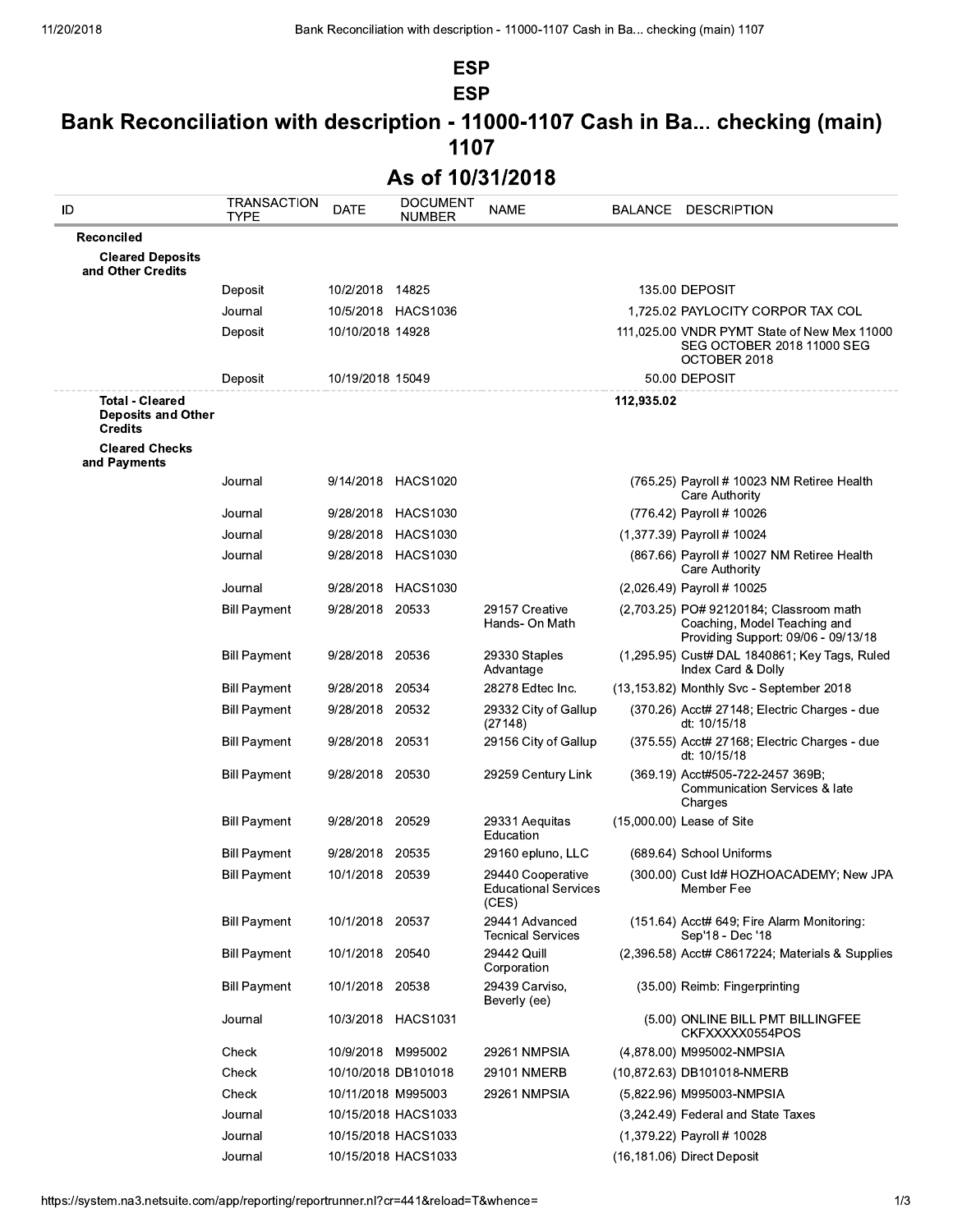# ESP

## ESP

## Bank Reconciliation with description - 11000-1107 Cash in Ba... checking (main) 1107

### As of 10/31/2018

| ID | TRANSACTION TYPE | DATE | DOCUMENT NUMBER | NAME | BALANCE | DESCRIPTION |
|---|---|---|---|---|---|---|
| **Reconciled** | | | | | | |
| **Cleared Deposits and Other Credits** | | | | | | |
| | Deposit | 10/2/2018 | 14825 | | 135.00 | DEPOSIT |
| | Journal | 10/5/2018 | HACS1036 | | 1,725.02 | PAYLOCITY CORPOR TAX COL |
| | Deposit | 10/10/2018 | 14928 | | 111,025.00 | VNDR PYMT State of New Mex 11000 SEG OCTOBER 2018 11000 SEG OCTOBER 2018 |
| | Deposit | 10/19/2018 | 15049 | | 50.00 | DEPOSIT |
| **Total - Cleared Deposits and Other Credits** | | | | | **112,935.02** | |
| **Cleared Checks and Payments** | | | | | | |
| | Journal | 9/14/2018 | HACS1020 | | (765.25) | Payroll # 10023 NM Retiree Health Care Authority |
| | Journal | 9/28/2018 | HACS1030 | | (776.42) | Payroll # 10026 |
| | Journal | 9/28/2018 | HACS1030 | | (1,377.39) | Payroll # 10024 |
| | Journal | 9/28/2018 | HACS1030 | | (867.66) | Payroll # 10027 NM Retiree Health Care Authority |
| | Journal | 9/28/2018 | HACS1030 | | (2,026.49) | Payroll # 10025 |
| | Bill Payment | 9/28/2018 | 20533 | 29157 Creative Hands- On Math | (2,703.25) | PO# 92120184; Classroom math Coaching, Model Teaching and Providing Support: 09/06 - 09/13/18 |
| | Bill Payment | 9/28/2018 | 20536 | 29330 Staples Advantage | (1,295.95) | Cust# DAL 1840861; Key Tags, Ruled Index Card & Dolly |
| | Bill Payment | 9/28/2018 | 20534 | 28278 Edtec Inc. | (13,153.82) | Monthly Svc - September 2018 |
| | Bill Payment | 9/28/2018 | 20532 | 29332 City of Gallup (27148) | (370.26) | Acct# 27148; Electric Charges - due dt: 10/15/18 |
| | Bill Payment | 9/28/2018 | 20531 | 29156 City of Gallup | (375.55) | Acct# 27168; Electric Charges - due dt: 10/15/18 |
| | Bill Payment | 9/28/2018 | 20530 | 29259 Century Link | (369.19) | Acct#505-722-2457 369B; Communication Services & late Charges |
| | Bill Payment | 9/28/2018 | 20529 | 29331 Aequitas Education | (15,000.00) | Lease of Site |
| | Bill Payment | 9/28/2018 | 20535 | 29160 epluno, LLC | (689.64) | School Uniforms |
| | Bill Payment | 10/1/2018 | 20539 | 29440 Cooperative Educational Services (CES) | (300.00) | Cust Id# HOZHOACADEMY; New JPA Member Fee |
| | Bill Payment | 10/1/2018 | 20537 | 29441 Advanced Tecnical Services | (151.64) | Acct# 649; Fire Alarm Monitoring: Sep'18 - Dec '18 |
| | Bill Payment | 10/1/2018 | 20540 | 29442 Quill Corporation | (2,396.58) | Acct# C8617224; Materials & Supplies |
| | Bill Payment | 10/1/2018 | 20538 | 29439 Carviso, Beverly (ee) | (35.00) | Reimb: Fingerprinting |
| | Journal | 10/3/2018 | HACS1031 | | (5.00) | ONLINE BILL PMT BILLINGFEE CKFXXXXX0554POS |
| | Check | 10/9/2018 | M995002 | 29261 NMPSIA | (4,878.00) | M995002-NMPSIA |
| | Check | 10/10/2018 | DB101018 | 29101 NMERB | (10,872.63) | DB101018-NMERB |
| | Check | 10/11/2018 | M995003 | 29261 NMPSIA | (5,822.96) | M995003-NMPSIA |
| | Journal | 10/15/2018 | HACS1033 | | (3,242.49) | Federal and State Taxes |
| | Journal | 10/15/2018 | HACS1033 | | (1,379.22) | Payroll # 10028 |
| | Journal | 10/15/2018 | HACS1033 | | (16,181.06) | Direct Deposit |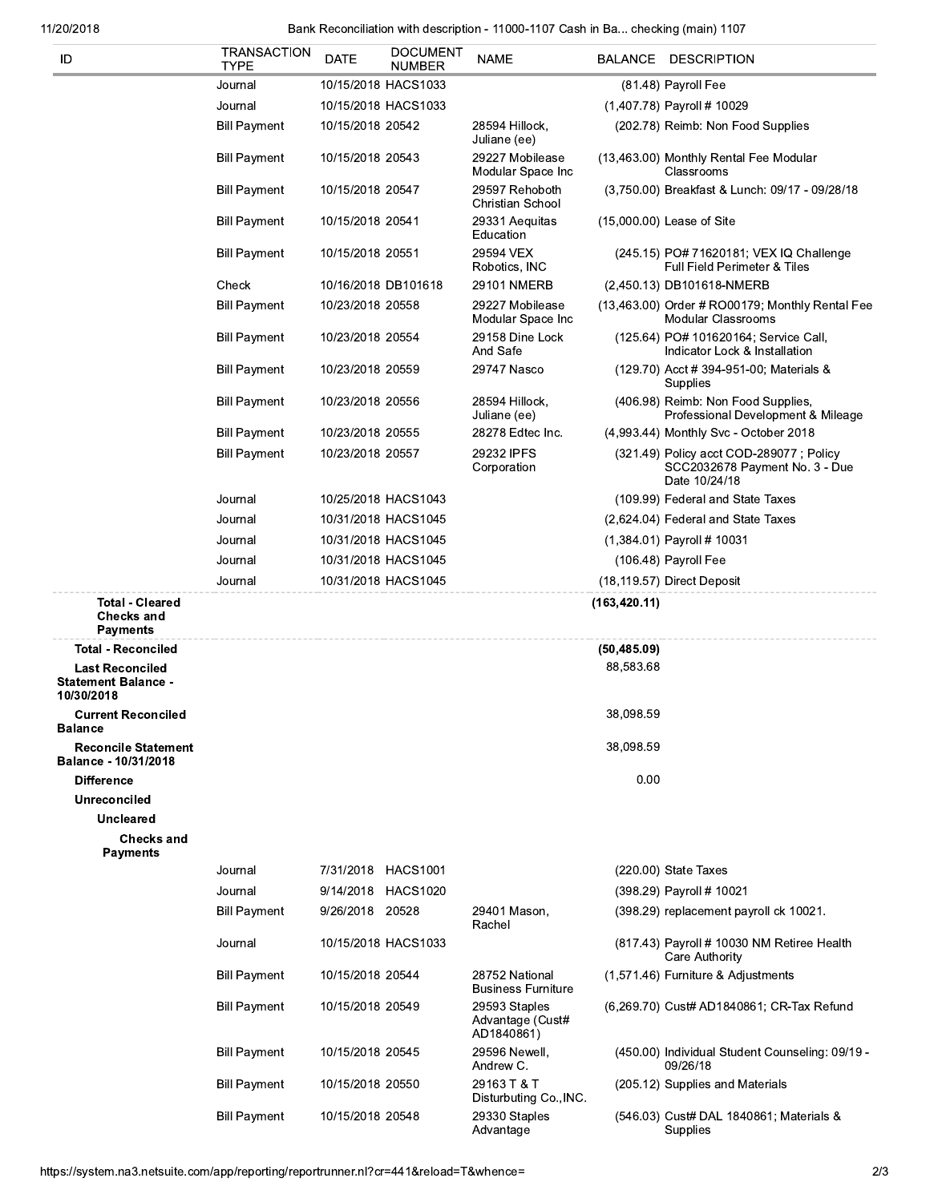| ID | TRANSACTION TYPE | DATE | DOCUMENT NUMBER | NAME | BALANCE | DESCRIPTION |
|---|---|---|---|---|---|---|
| | Journal | 10/15/2018 | HACS1033 | | (81.48) | Payroll Fee |
| | Journal | 10/15/2018 | HACS1033 | | (1,407.78) | Payroll # 10029 |
| | Bill Payment | 10/15/2018 | 20542 | 28594 Hillock, Juliane (ee) | (202.78) | Reimb: Non Food Supplies |
| | Bill Payment | 10/15/2018 | 20543 | 29227 Mobilease Modular Space Inc | (13,463.00) | Monthly Rental Fee Modular Classrooms |
| | Bill Payment | 10/15/2018 | 20547 | 29597 Rehoboth Christian School | (3,750.00) | Breakfast & Lunch: 09/17 - 09/28/18 |
| | Bill Payment | 10/15/2018 | 20541 | 29331 Aequitas Education | (15,000.00) | Lease of Site |
| | Bill Payment | 10/15/2018 | 20551 | 29594 VEX Robotics, INC | (245.15) | PO# 71620181; VEX IQ Challenge Full Field Perimeter & Tiles |
| | Check | 10/16/2018 | DB101618 | 29101 NMERB | (2,450.13) | DB101618-NMERB |
| | Bill Payment | 10/23/2018 | 20558 | 29227 Mobilease Modular Space Inc | (13,463.00) | Order # RO00179; Monthly Rental Fee Modular Classrooms |
| | Bill Payment | 10/23/2018 | 20554 | 29158 Dine Lock And Safe | (125.64) | PO# 101620164; Service Call, Indicator Lock & Installation |
| | Bill Payment | 10/23/2018 | 20559 | 29747 Nasco | (129.70) | Acct # 394-951-00; Materials & Supplies |
| | Bill Payment | 10/23/2018 | 20556 | 28594 Hillock, Juliane (ee) | (406.98) | Reimb: Non Food Supplies, Professional Development & Mileage |
| | Bill Payment | 10/23/2018 | 20555 | 28278 Edtec Inc. | (4,993.44) | Monthly Svc - October 2018 |
| | Bill Payment | 10/23/2018 | 20557 | 29232 IPFS Corporation | (321.49) | Policy acct COD-289077 ; Policy SCC2032678 Payment No. 3 - Due Date 10/24/18 |
| | Journal | 10/25/2018 | HACS1043 | | (109.99) | Federal and State Taxes |
| | Journal | 10/31/2018 | HACS1045 | | (2,624.04) | Federal and State Taxes |
| | Journal | 10/31/2018 | HACS1045 | | (1,384.01) | Payroll # 10031 |
| | Journal | 10/31/2018 | HACS1045 | | (106.48) | Payroll Fee |
| | Journal | 10/31/2018 | HACS1045 | | (18,119.57) | Direct Deposit |
| **Total - Cleared Checks and Payments** | | | | | **(163,420.11)** | |
| **Total - Reconciled** | | | | | **(50,485.09)** | |
| **Last Reconciled Statement Balance - 10/30/2018** | | | | | 88,583.68 | |
| **Current Reconciled Balance** | | | | | 38,098.59 | |
| **Reconcile Statement Balance - 10/31/2018** | | | | | 38,098.59 | |
| **Difference** | | | | | 0.00 | |
| **Unreconciled** | | | | | | |
| **Uncleared** | | | | | | |
| **Checks and Payments** | | | | | | |
| | Journal | 7/31/2018 | HACS1001 | | (220.00) | State Taxes |
| | Journal | 9/14/2018 | HACS1020 | | (398.29) | Payroll # 10021 |
| | Bill Payment | 9/26/2018 | 20528 | 29401 Mason, Rachel | (398.29) | replacement payroll ck 10021. |
| | Journal | 10/15/2018 | HACS1033 | | (817.43) | Payroll # 10030 NM Retiree Health Care Authority |
| | Bill Payment | 10/15/2018 | 20544 | 28752 National Business Furniture | (1,571.46) | Furniture & Adjustments |
| | Bill Payment | 10/15/2018 | 20549 | 29593 Staples Advantage (Cust# AD1840861) | (6,269.70) | Cust# AD1840861; CR-Tax Refund |
| | Bill Payment | 10/15/2018 | 20545 | 29596 Newell, Andrew C. | (450.00) | Individual Student Counseling: 09/19 - 09/26/18 |
| | Bill Payment | 10/15/2018 | 20550 | 29163 T & T Disturbing Co.,INC. | (205.12) | Supplies and Materials |
| | Bill Payment | 10/15/2018 | 20548 | 29330 Staples Advantage | (546.03) | Cust# DAL 1840861; Materials & Supplies |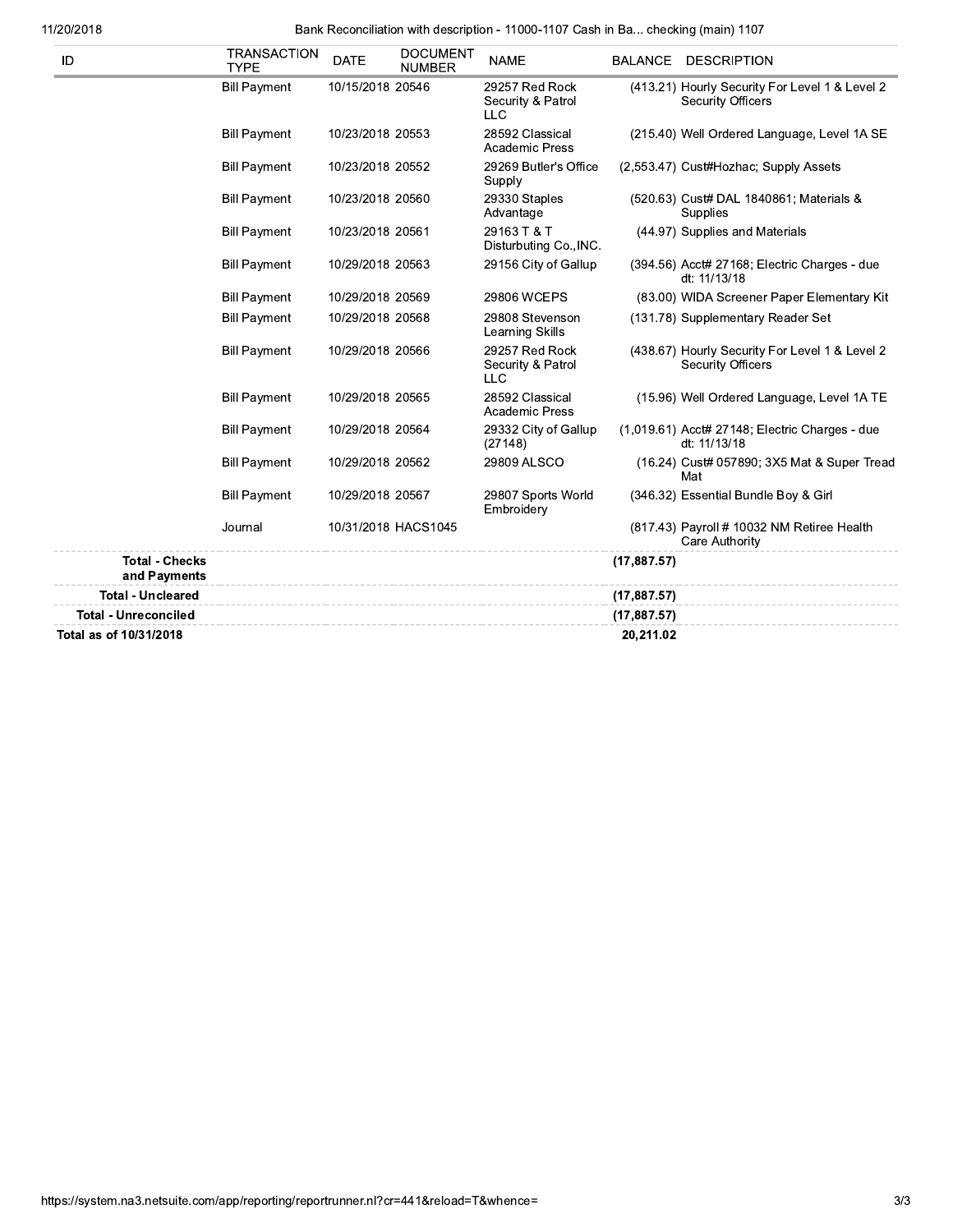| ID | TRANSACTION TYPE | DATE | DOCUMENT NUMBER | NAME | BALANCE | DESCRIPTION |
|---|---|---|---|---|---|---|
| | Bill Payment | 10/15/2018 | 20546 | 29257 Red Rock Security & Patrol LLC | (413.21) | Hourly Security For Level 1 & Level 2 Security Officers |
| | Bill Payment | 10/23/2018 | 20553 | 28592 Classical Academic Press | (215.40) | Well Ordered Language, Level 1A SE |
| | Bill Payment | 10/23/2018 | 20552 | 29269 Butler's Office Supply | (2,553.47) | Cust#Hozhac; Supply Assets |
| | Bill Payment | 10/23/2018 | 20560 | 29330 Staples Advantage | (520.63) | Cust# DAL 1840861; Materials & Supplies |
| | Bill Payment | 10/23/2018 | 20561 | 29163 T & T Disturbuting Co.,INC. | (44.97) | Supplies and Materials |
| | Bill Payment | 10/29/2018 | 20563 | 29156 City of Gallup | (394.56) | Acct# 27168; Electric Charges - due dt: 11/13/18 |
| | Bill Payment | 10/29/2018 | 20569 | 29806 WCEPS | (83.00) | WIDA Screener Paper Elementary Kit |
| | Bill Payment | 10/29/2018 | 20568 | 29808 Stevenson Learning Skills | (131.78) | Supplementary Reader Set |
| | Bill Payment | 10/29/2018 | 20566 | 29257 Red Rock Security & Patrol LLC | (438.67) | Hourly Security For Level 1 & Level 2 Security Officers |
| | Bill Payment | 10/29/2018 | 20565 | 28592 Classical Academic Press | (15.96) | Well Ordered Language, Level 1A TE |
| | Bill Payment | 10/29/2018 | 20564 | 29332 City of Gallup (27148) | (1,019.61) | Acct# 27148; Electric Charges - due dt: 11/13/18 |
| | Bill Payment | 10/29/2018 | 20562 | 29809 ALSCO | (16.24) | Cust# 057890; 3X5 Mat & Super Tread Mat |
| | Bill Payment | 10/29/2018 | 20567 | 29807 Sports World Embroidery | (346.32) | Essential Bundle Boy & Girl |
| | Journal | 10/31/2018 | HACS1045 | | (817.43) | Payroll # 10032 NM Retiree Health Care Authority |
| **Total - Checks and Payments** | | | | | **(17,887.57)** | |
| **Total - Uncleared** | | | | | **(17,887.57)** | |
| **Total - Unreconciled** | | | | | **(17,887.57)** | |
| **Total as of 10/31/2018** | | | | | **20,211.02** | |